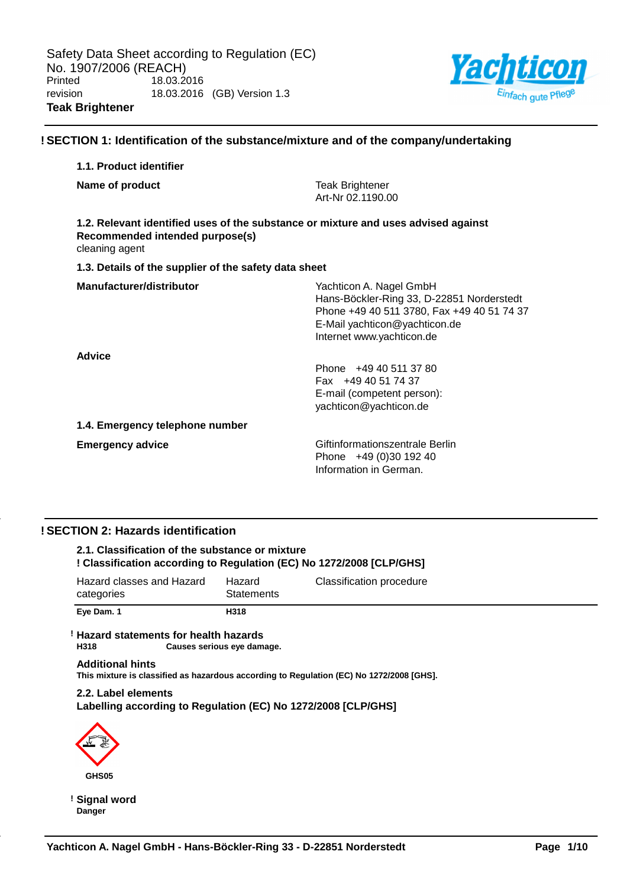Safety Data Sheet according to Regulation (EC) No. 1907/2006 (REACH)

Printed 18.03.2016
revision 18.03.2016 (GB) Version 1.3

**Teak Brightener**

## ! SECTION 1: Identification of the substance/mixture and of the company/undertaking

### 1.1. Product identifier

**Name of product**

Teak Brightener
Art-Nr 02.1190.00

### 1.2. Relevant identified uses of the substance or mixture and uses advised against

**Recommended intended purpose(s)**

cleaning agent

### 1.3. Details of the supplier of the safety data sheet

**Manufacturer/distributor**

Yachticon A. Nagel GmbH
Hans-Böckler-Ring 33, D-22851 Norderstedt
Phone +49 40 511 3780, Fax +49 40 51 74 37
E-Mail yachticon@yachticon.de
Internet www.yachticon.de

**Advice**

Phone +49 40 511 37 80
Fax +49 40 51 74 37
E-mail (competent person):
yachticon@yachticon.de

### 1.4. Emergency telephone number

**Emergency advice**

Giftinformationszentrale Berlin
Phone +49 (0)30 192 40
Information in German.

## ! SECTION 2: Hazards identification

### 2.1. Classification of the substance or mixture

**! Classification according to Regulation (EC) No 1272/2008 [CLP/GHS]**

| Hazard classes and Hazard categories | Hazard Statements | Classification procedure |
|---|---|---|
| **Eye Dam. 1** | **H318** | |

**! Hazard statements for health hazards**

**H318** **Causes serious eye damage.**

**Additional hints**

**This mixture is classified as hazardous according to Regulation (EC) No 1272/2008 [GHS].**

### 2.2. Label elements

**Labelling according to Regulation (EC) No 1272/2008 [CLP/GHS]**

**GHS05**

**! Signal word**

**Danger**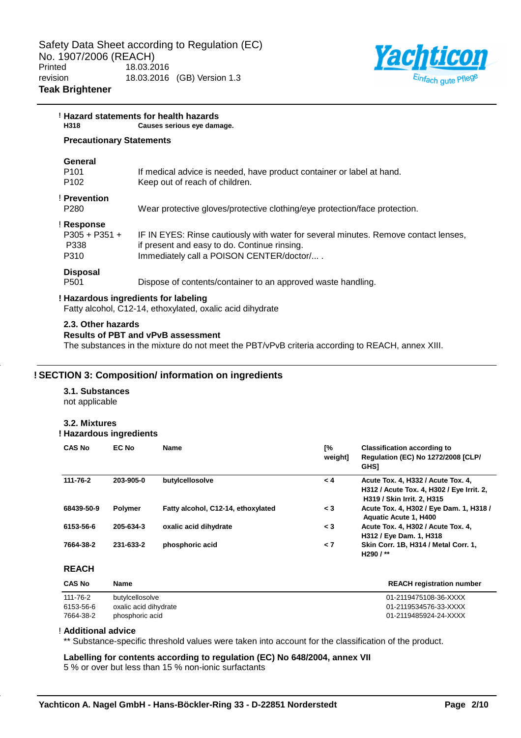**! Hazard statements for health hazards**

| | |
|---|---|
| **H318** | **Causes serious eye damage.** |

**Precautionary Statements**

**General**

| | |
|---|---|
| P101 | If medical advice is needed, have product container or label at hand. |
| P102 | Keep out of reach of children. |

**! Prevention**

| | |
|---|---|
| P280 | Wear protective gloves/protective clothing/eye protection/face protection. |

**! Response**

| | |
|---|---|
| P305 + P351 + P338 | IF IN EYES: Rinse cautiously with water for several minutes. Remove contact lenses, if present and easy to do. Continue rinsing. |
| P310 | Immediately call a POISON CENTER/doctor/... . |

**Disposal**

| | |
|---|---|
| P501 | Dispose of contents/container to an approved waste handling. |

**! Hazardous ingredients for labeling**

Fatty alcohol, C12-14, ethoxylated, oxalic acid dihydrate

**2.3. Other hazards**

**Results of PBT and vPvB assessment**

The substances in the mixture do not meet the PBT/vPvB criteria according to REACH, annex XIII.

## ! SECTION 3: Composition/ information on ingredients

**3.1. Substances**

not applicable

**3.2. Mixtures**

**! Hazardous ingredients**

| CAS No | EC No | Name | [% weight] | Classification according to Regulation (EC) No 1272/2008 [CLP/ GHS] |
|---|---|---|---|---|
| **111-76-2** | **203-905-0** | **butylcellosolve** | **< 4** | **Acute Tox. 4, H332 / Acute Tox. 4, H312 / Acute Tox. 4, H302 / Eye Irrit. 2, H319 / Skin Irrit. 2, H315** |
| **68439-50-9** | **Polymer** | **Fatty alcohol, C12-14, ethoxylated** | **< 3** | **Acute Tox. 4, H302 / Eye Dam. 1, H318 / Aquatic Acute 1, H400** |
| **6153-56-6** | **205-634-3** | **oxalic acid dihydrate** | **< 3** | **Acute Tox. 4, H302 / Acute Tox. 4, H312 / Eye Dam. 1, H318** |
| **7664-38-2** | **231-633-2** | **phosphoric acid** | **< 7** | **Skin Corr. 1B, H314 / Metal Corr. 1, H290 / ****

**REACH**

| CAS No | Name | REACH registration number |
|---|---|---|
| 111-76-2 | butylcellosolve | 01-2119475108-36-XXXX |
| 6153-56-6 | oxalic acid dihydrate | 01-2119534576-33-XXXX |
| 7664-38-2 | phosphoric acid | 01-2119485924-24-XXXX |

**! Additional advice**

** Substance-specific threshold values were taken into account for the classification of the product.

**Labelling for contents according to regulation (EC) No 648/2004, annex VII**

5 % or over but less than 15 % non-ionic surfactants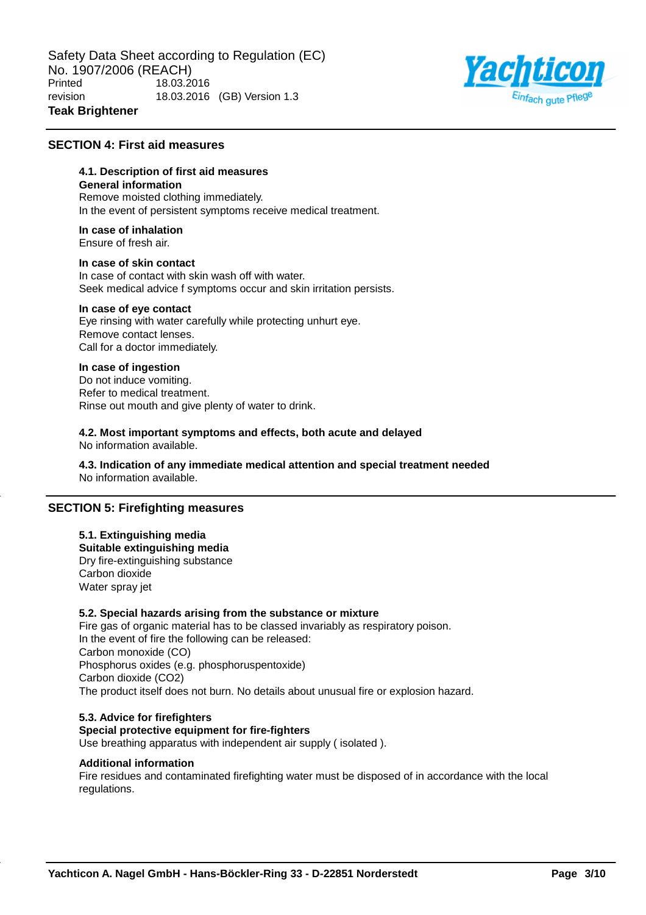## SECTION 4: First aid measures

### 4.1. Description of first aid measures

**General information**

Remove moisted clothing immediately.
In the event of persistent symptoms receive medical treatment.

**In case of inhalation**

Ensure of fresh air.

**In case of skin contact**

In case of contact with skin wash off with water.
Seek medical advice f symptoms occur and skin irritation persists.

**In case of eye contact**

Eye rinsing with water carefully while protecting unhurt eye.
Remove contact lenses.
Call for a doctor immediately.

**In case of ingestion**

Do not induce vomiting.
Refer to medical treatment.
Rinse out mouth and give plenty of water to drink.

### 4.2. Most important symptoms and effects, both acute and delayed

No information available.

### 4.3. Indication of any immediate medical attention and special treatment needed

No information available.

## SECTION 5: Firefighting measures

### 5.1. Extinguishing media

**Suitable extinguishing media**

Dry fire-extinguishing substance
Carbon dioxide
Water spray jet

### 5.2. Special hazards arising from the substance or mixture

Fire gas of organic material has to be classed invariably as respiratory poison.
In the event of fire the following can be released:
Carbon monoxide (CO)
Phosphorus oxides (e.g. phosphoruspentoxide)
Carbon dioxide ($CO_2$)
The product itself does not burn. No details about unusual fire or explosion hazard.

### 5.3. Advice for firefighters

**Special protective equipment for fire-fighters**

Use breathing apparatus with independent air supply ( isolated ).

**Additional information**

Fire residues and contaminated firefighting water must be disposed of in accordance with the local regulations.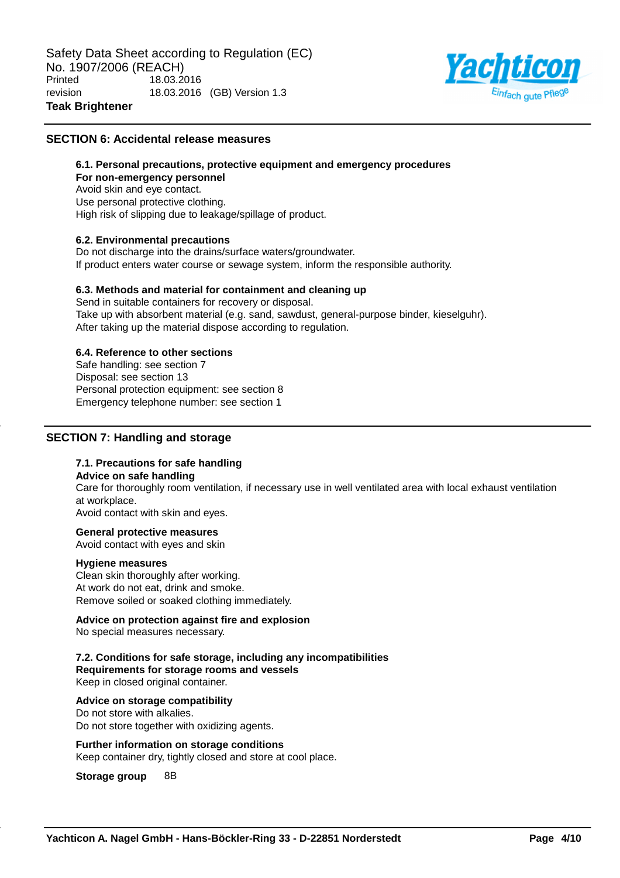## SECTION 6: Accidental release measures

### 6.1. Personal precautions, protective equipment and emergency procedures

**For non-emergency personnel**

Avoid skin and eye contact.
Use personal protective clothing.
High risk of slipping due to leakage/spillage of product.

### 6.2. Environmental precautions

Do not discharge into the drains/surface waters/groundwater.
If product enters water course or sewage system, inform the responsible authority.

### 6.3. Methods and material for containment and cleaning up

Send in suitable containers for recovery or disposal.
Take up with absorbent material (e.g. sand, sawdust, general-purpose binder, kieselguhr).
After taking up the material dispose according to regulation.

### 6.4. Reference to other sections

Safe handling: see section 7
Disposal: see section 13
Personal protection equipment: see section 8
Emergency telephone number: see section 1

## SECTION 7: Handling and storage

### 7.1. Precautions for safe handling

**Advice on safe handling**

Care for thoroughly room ventilation, if necessary use in well ventilated area with local exhaust ventilation at workplace.
Avoid contact with skin and eyes.

**General protective measures**

Avoid contact with eyes and skin

**Hygiene measures**

Clean skin thoroughly after working.
At work do not eat, drink and smoke.
Remove soiled or soaked clothing immediately.

**Advice on protection against fire and explosion**

No special measures necessary.

### 7.2. Conditions for safe storage, including any incompatibilities

**Requirements for storage rooms and vessels**

Keep in closed original container.

**Advice on storage compatibility**

Do not store with alkalies.
Do not store together with oxidizing agents.

**Further information on storage conditions**

Keep container dry, tightly closed and store at cool place.

**Storage group** 8B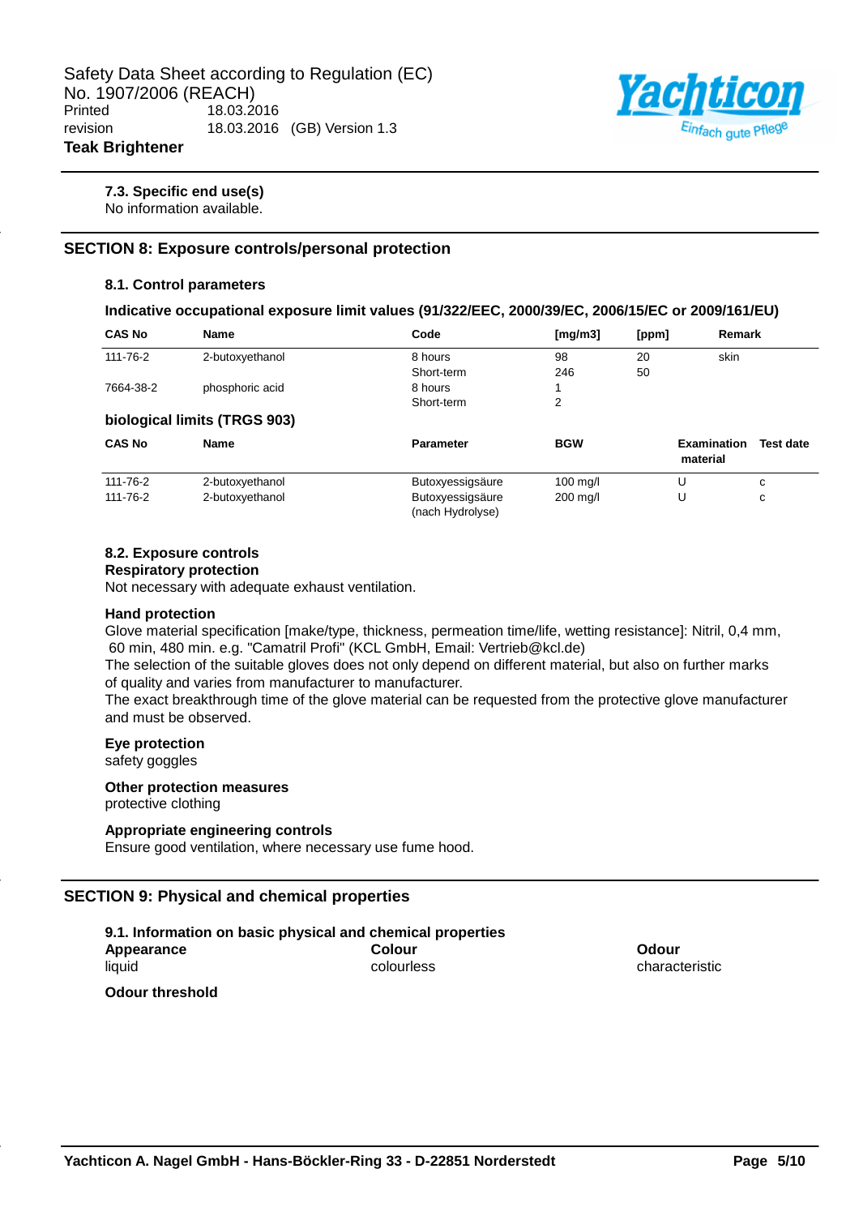**7.3. Specific end use(s)**
No information available.

## SECTION 8: Exposure controls/personal protection

### 8.1. Control parameters

**Indicative occupational exposure limit values (91/322/EEC, 2000/39/EC, 2006/15/EC or 2009/161/EU)**

| CAS No | Name | Code | [mg/m3] | [ppm] | Remark |
|---|---|---|---|---|---|
| 111-76-2 | 2-butoxyethanol | 8 hours | 98 | 20 | skin |
| | | Short-term | 246 | 50 | |
| 7664-38-2 | phosphoric acid | 8 hours | 1 | | |
| | | Short-term | 2 | | |

**biological limits (TRGS 903)**

| CAS No | Name | Parameter | BGW | Examination material | Test date |
|---|---|---|---|---|---|
| 111-76-2 | 2-butoxyethanol | Butoxyessigsäure | 100 mg/l | U | c |
| 111-76-2 | 2-butoxyethanol | Butoxyessigsäure (nach Hydrolyse) | 200 mg/l | U | c |

### 8.2. Exposure controls

**Respiratory protection**
Not necessary with adequate exhaust ventilation.

**Hand protection**
Glove material specification [make/type, thickness, permeation time/life, wetting resistance]: Nitril, 0,4 mm, 60 min, 480 min. e.g. "Camatril Profi" (KCL GmbH, Email: Vertrieb@kcl.de)
The selection of the suitable gloves does not only depend on different material, but also on further marks of quality and varies from manufacturer to manufacturer.
The exact breakthrough time of the glove material can be requested from the protective glove manufacturer and must be observed.

**Eye protection**
safety goggles

**Other protection measures**
protective clothing

**Appropriate engineering controls**
Ensure good ventilation, where necessary use fume hood.

## SECTION 9: Physical and chemical properties

### 9.1. Information on basic physical and chemical properties

**Appearance**
liquid

**Colour**
colourless

**Odour**
characteristic

**Odour threshold**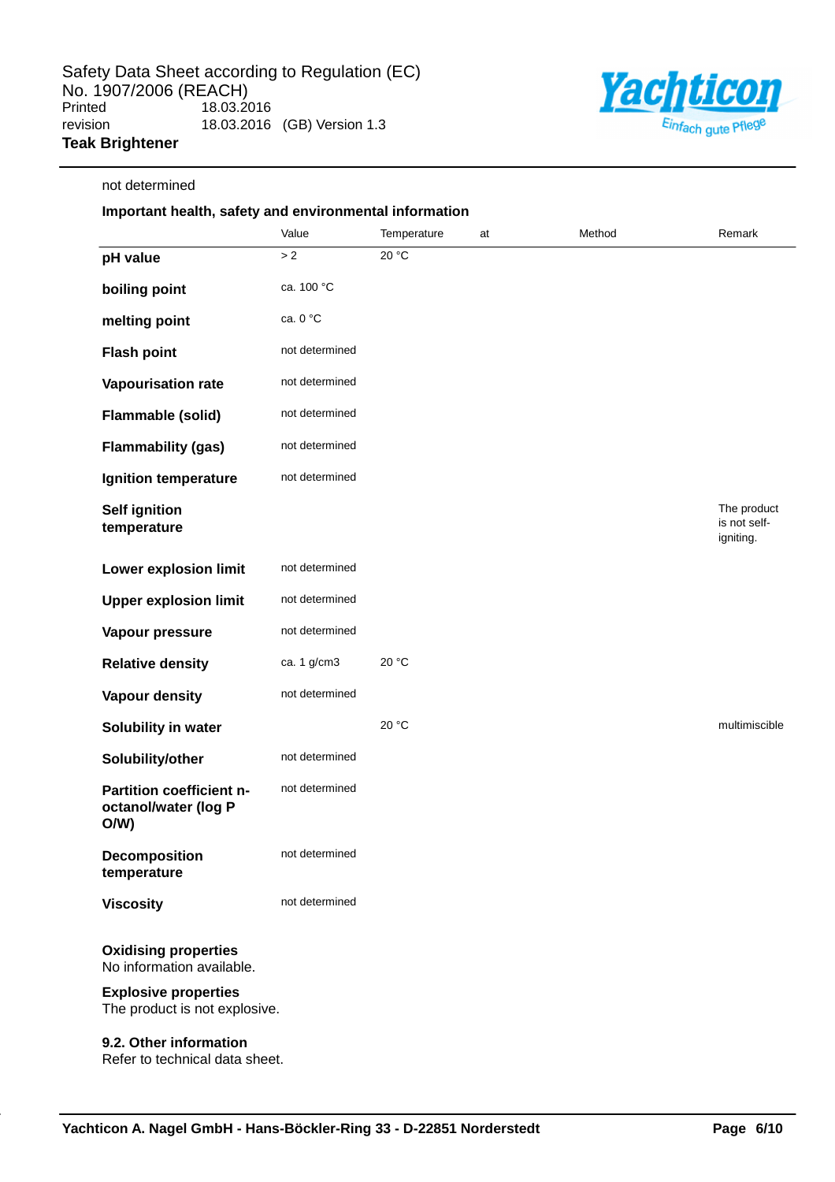not determined

**Important health, safety and environmental information**

| | Value | Temperature | at | Method | Remark |
|---|---|---|---|---|---|
| **pH value** | > 2 | 20 °C | | | |
| **boiling point** | ca. 100 °C | | | | |
| **melting point** | ca. 0 °C | | | | |
| **Flash point** | not determined | | | | |
| **Vapourisation rate** | not determined | | | | |
| **Flammable (solid)** | not determined | | | | |
| **Flammability (gas)** | not determined | | | | |
| **Ignition temperature** | not determined | | | | |
| **Self ignition temperature** | | | | | The product is not self-igniting. |
| **Lower explosion limit** | not determined | | | | |
| **Upper explosion limit** | not determined | | | | |
| **Vapour pressure** | not determined | | | | |
| **Relative density** | ca. 1 g/cm3 | 20 °C | | | |
| **Vapour density** | not determined | | | | |
| **Solubility in water** | | 20 °C | | | multimiscible |
| **Solubility/other** | not determined | | | | |
| **Partition coefficient n-octanol/water (log P O/W)** | not determined | | | | |
| **Decomposition temperature** | not determined | | | | |
| **Viscosity** | not determined | | | | |

**Oxidising properties**
No information available.

**Explosive properties**
The product is not explosive.

**9.2. Other information**
Refer to technical data sheet.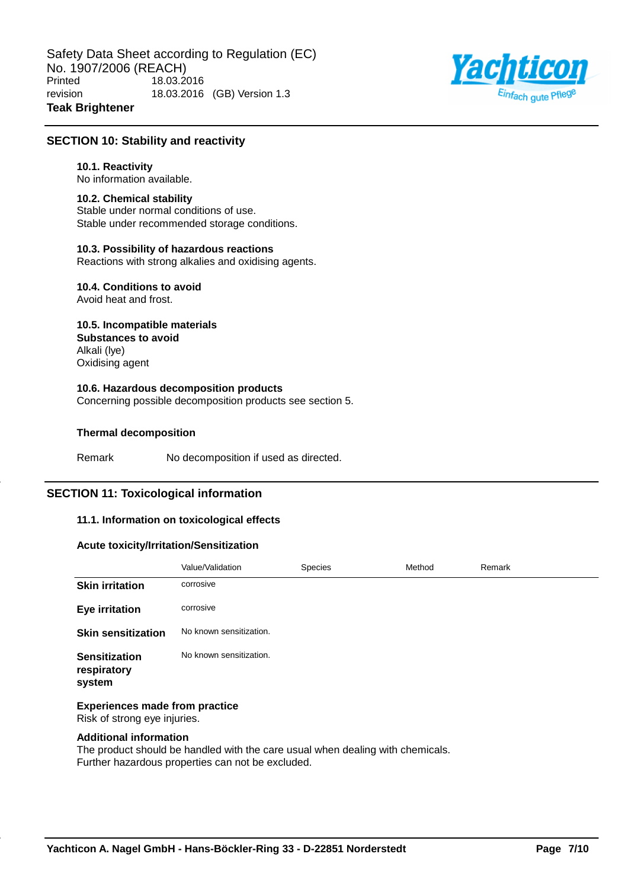## SECTION 10: Stability and reactivity

**10.1. Reactivity**
No information available.

**10.2. Chemical stability**
Stable under normal conditions of use.
Stable under recommended storage conditions.

**10.3. Possibility of hazardous reactions**
Reactions with strong alkalies and oxidising agents.

**10.4. Conditions to avoid**
Avoid heat and frost.

**10.5. Incompatible materials**
**Substances to avoid**
Alkali (lye)
Oxidising agent

**10.6. Hazardous decomposition products**
Concerning possible decomposition products see section 5.

**Thermal decomposition**

| | |
|---|---|
| Remark | No decomposition if used as directed. |

## SECTION 11: Toxicological information

**11.1. Information on toxicological effects**

**Acute toxicity/Irritation/Sensitization**

| | Value/Validation | Species | Method | Remark |
|---|---|---|---|---|
| **Skin irritation** | corrosive | | | |
| **Eye irritation** | corrosive | | | |
| **Skin sensitization** | No known sensitization. | | | |
| **Sensitization respiratory system** | No known sensitization. | | | |

**Experiences made from practice**
Risk of strong eye injuries.

**Additional information**
The product should be handled with the care usual when dealing with chemicals.
Further hazardous properties can not be excluded.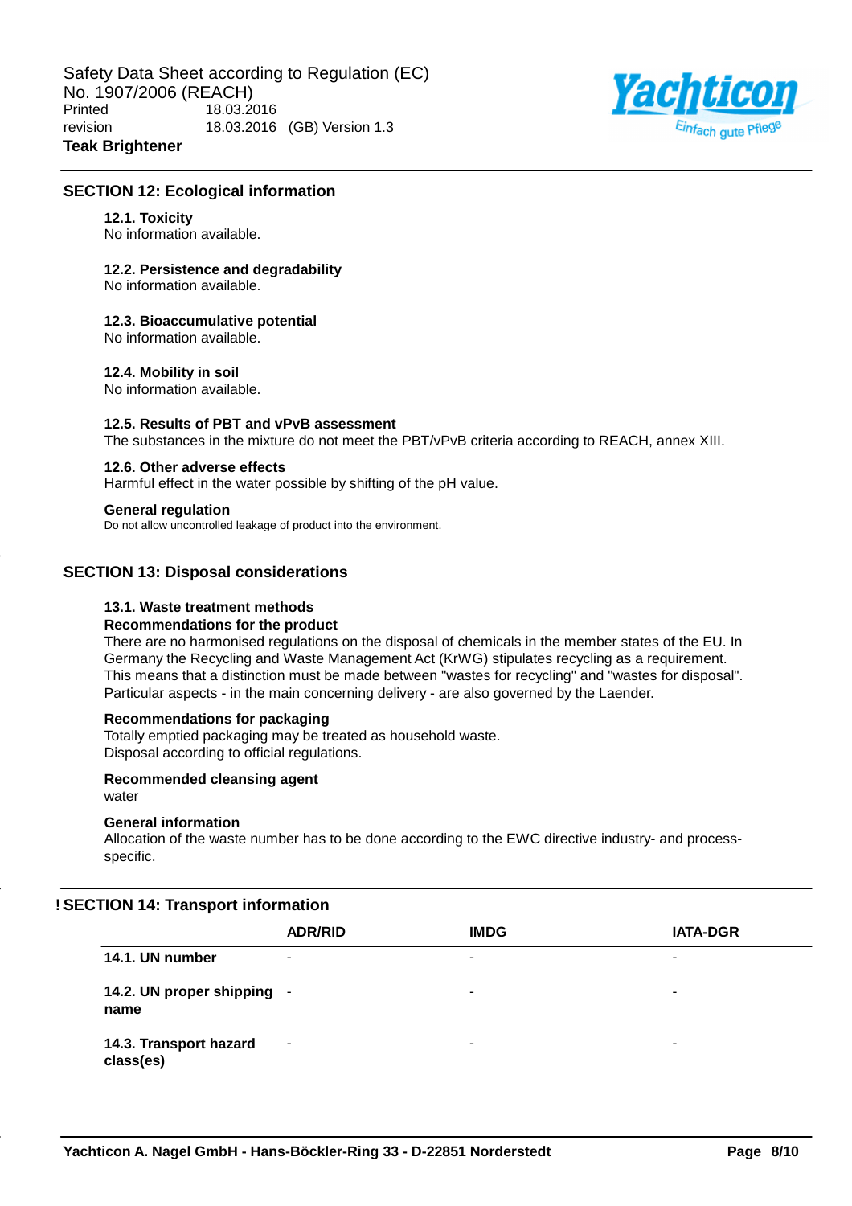## SECTION 12: Ecological information

### 12.1. Toxicity

No information available.

### 12.2. Persistence and degradability

No information available.

### 12.3. Bioaccumulative potential

No information available.

### 12.4. Mobility in soil

No information available.

### 12.5. Results of PBT and vPvB assessment

The substances in the mixture do not meet the PBT/vPvB criteria according to REACH, annex XIII.

### 12.6. Other adverse effects

Harmful effect in the water possible by shifting of the pH value.

**General regulation**

Do not allow uncontrolled leakage of product into the environment.

## SECTION 13: Disposal considerations

### 13.1. Waste treatment methods

**Recommendations for the product**

There are no harmonised regulations on the disposal of chemicals in the member states of the EU. In Germany the Recycling and Waste Management Act (KrWG) stipulates recycling as a requirement. This means that a distinction must be made between "wastes for recycling" and "wastes for disposal". Particular aspects - in the main concerning delivery - are also governed by the Laender.

**Recommendations for packaging**

Totally emptied packaging may be treated as household waste.
Disposal according to official regulations.

**Recommended cleansing agent**

water

**General information**

Allocation of the waste number has to be done according to the EWC directive industry- and process-specific.

## ! SECTION 14: Transport information

| | ADR/RID | IMDG | IATA-DGR |
|---|---|---|---|
| **14.1. UN number** | - | - | - |
| **14.2. UN proper shipping name** | - | - | - |
| **14.3. Transport hazard class(es)** | - | - | - |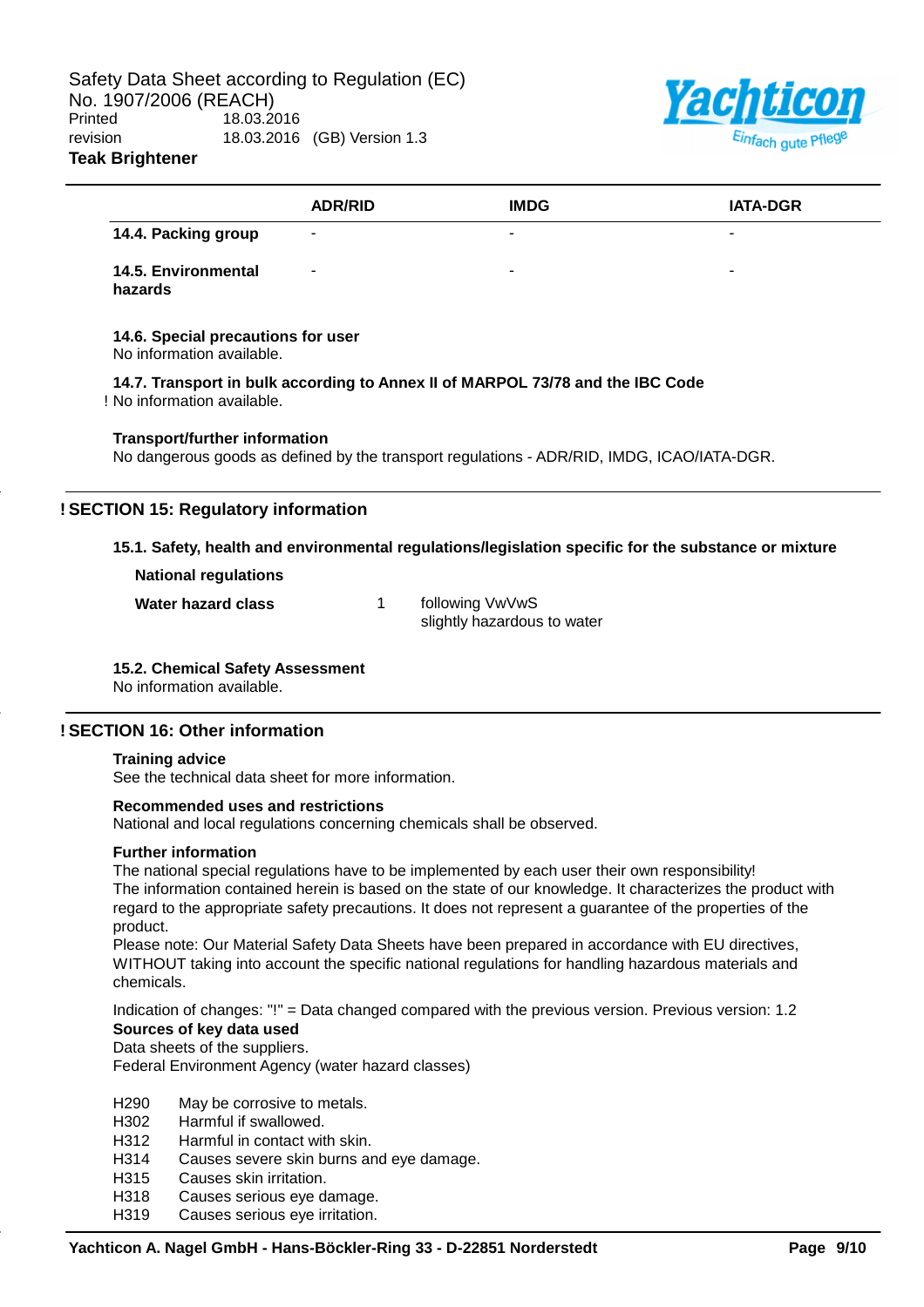| | ADR/RID | IMDG | IATA-DGR |
|---|---|---|---|
| **14.4. Packing group** | - | - | - |
| **14.5. Environmental hazards** | - | - | - |

**14.6. Special precautions for user**

No information available.

**14.7. Transport in bulk according to Annex II of MARPOL 73/78 and the IBC Code**

! No information available.

**Transport/further information**

No dangerous goods as defined by the transport regulations - ADR/RID, IMDG, ICAO/IATA-DGR.

## ! SECTION 15: Regulatory information

**15.1. Safety, health and environmental regulations/legislation specific for the substance or mixture**

**National regulations**

**Water hazard class** 1 following VwVwS
slightly hazardous to water

**15.2. Chemical Safety Assessment**

No information available.

## ! SECTION 16: Other information

**Training advice**

See the technical data sheet for more information.

**Recommended uses and restrictions**

National and local regulations concerning chemicals shall be observed.

**Further information**

The national special regulations have to be implemented by each user their own responsibility!
The information contained herein is based on the state of our knowledge. It characterizes the product with regard to the appropriate safety precautions. It does not represent a guarantee of the properties of the product.
Please note: Our Material Safety Data Sheets have been prepared in accordance with EU directives, WITHOUT taking into account the specific national regulations for handling hazardous materials and chemicals.

Indication of changes: "!" = Data changed compared with the previous version. Previous version: 1.2

**Sources of key data used**

Data sheets of the suppliers.
Federal Environment Agency (water hazard classes)

- H290 May be corrosive to metals.
- H302 Harmful if swallowed.
- H312 Harmful in contact with skin.
- H314 Causes severe skin burns and eye damage.
- H315 Causes skin irritation.
- H318 Causes serious eye damage.
- H319 Causes serious eye irritation.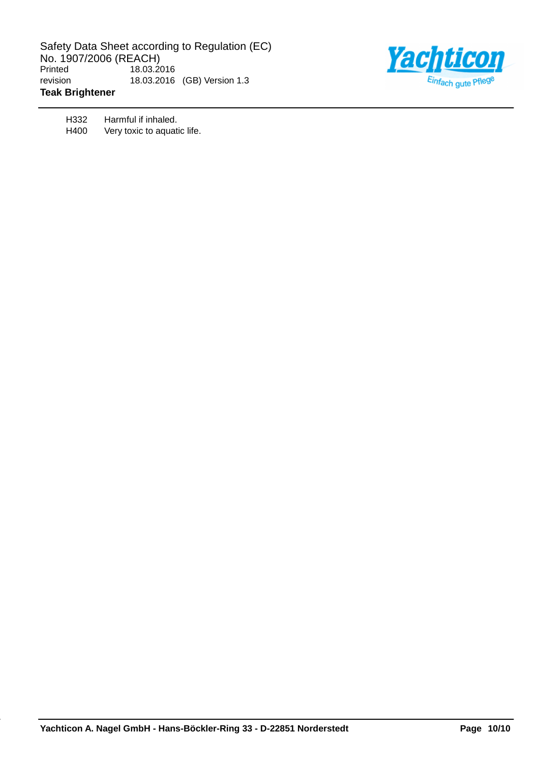| | |
|---|---|
| H332 | Harmful if inhaled. |
| H400 | Very toxic to aquatic life. |